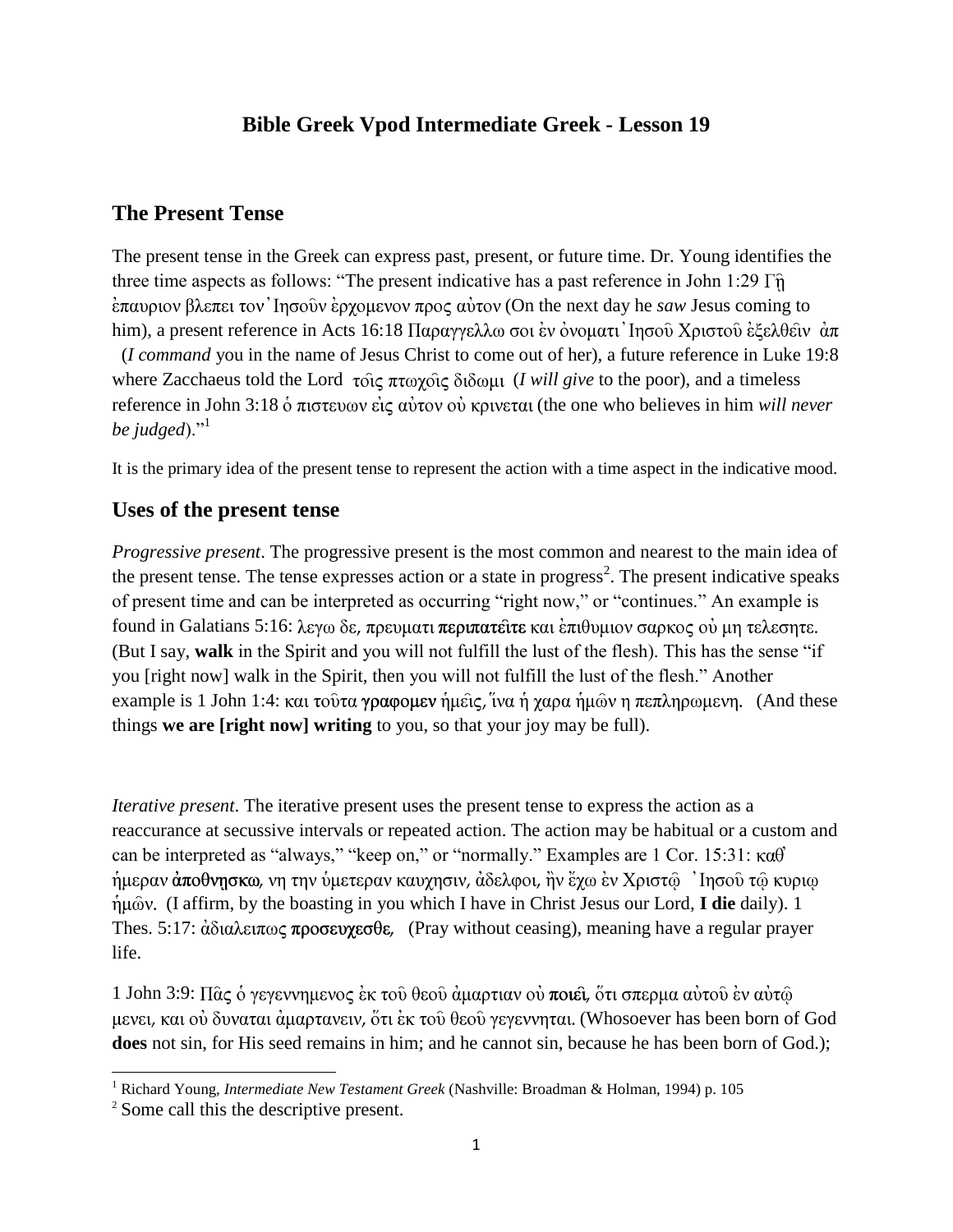# Bible Greek Vpod Intermediate Greek - Lesson 19

## The Present Tense

The present tense in the Greek can express past, present, or future time. Dr. Young identifies the three time aspects as follows: "The present indicative has a past reference in John 1:29 Γῇ ἐπαυριον βλεπει τον᾿Ιησοῦν ἐρχομενον προς αὐτον (On the next day he *saw* Jesus coming to him), a present reference in Acts 16:18 Παραγγελλω σοι ἐν ὀνοματι᾿Ιησοῦ Χριστοῦ ἐξελθεῖν ἀπ (*I command* you in the name of Jesus Christ to come out of her), a future reference in Luke 19:8 where Zacchaeus told the Lord τοῖς πτωχοῖς διδωμι (*I will give* to the poor), and a timeless reference in John 3:18 ὁ πιστευων εἰς αὐτον οὐ κρινεται (the one who believes in him *will never be judged*)."[1]

It is the primary idea of the present tense to represent the action with a time aspect in the indicative mood.

## Uses of the present tense

*Progressive present*. The progressive present is the most common and nearest to the main idea of the present tense. The tense expresses action or a state in progress[2]. The present indicative speaks of present time and can be interpreted as occurring "right now," or "continues." An example is found in Galatians 5:16: λεγω δε, πρευματι **περιπατεῖτε** και ἐπιθυμιον σαρκος οὐ μη τελεσητε. (But I say, **walk** in the Spirit and you will not fulfill the lust of the flesh). This has the sense "if you [right now] walk in the Spirit, then you will not fulfill the lust of the flesh." Another example is 1 John 1:4: και τοῦτα **γραφομεν** ἡμεῖς, ἵνα ἡ χαρα ἡμῶν η πεπληρωμενη. (And these things **we are [right now] writing** to you, so that your joy may be full).

*Iterative present*. The iterative present uses the present tense to express the action as a reaccurance at secussive intervals or repeated action. The action may be habitual or a custom and can be interpreted as "always," "keep on," or "normally." Examples are 1 Cor. 15:31: καθ᾿ ἡμεραν **ἀποθνησκω**, νη την ὑμετεραν καυχησιν, ἀδελφοι, ἣν ἔχω ἐν Χριστῷ ᾿Ιησοῦ τῷ κυριῳ ἡμῶν. (I affirm, by the boasting in you which I have in Christ Jesus our Lord, **I die** daily). 1 Thes. 5:17: ἀδιαλειπως **προσευχεσθε**, (Pray without ceasing), meaning have a regular prayer life.

1 John 3:9: Πᾶς ὁ γεγεννημενος ἐκ τοῦ θεοῦ ἁμαρτιαν οὐ **ποιεῖ**, ὅτι σπερμα αὐτοῦ ἐν αὐτῷ μενει, και οὐ δυναται ἁμαρτανειν, ὅτι ἐκ τοῦ θεοῦ γεγεννηται. (Whosoever has been born of God **does** not sin, for His seed remains in him; and he cannot sin, because he has been born of God.);

---

[1] Richard Young, *Intermediate New Testament Greek* (Nashville: Broadman & Holman, 1994) p. 105

[2] Some call this the descriptive present.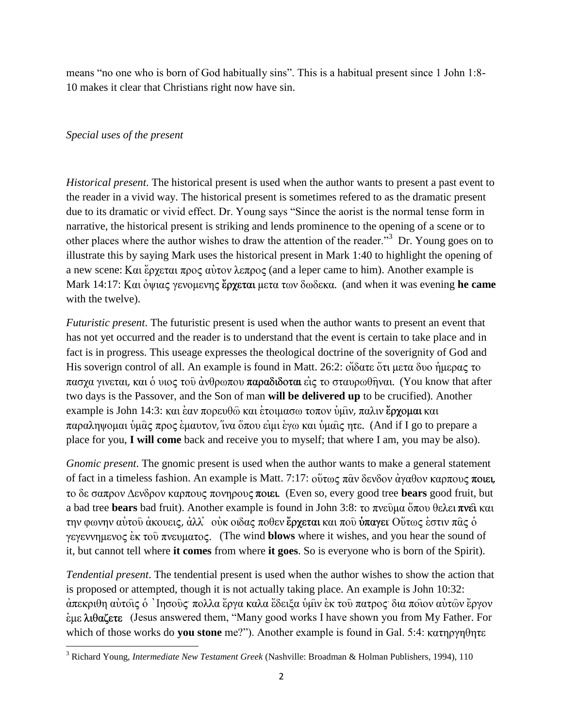means "no one who is born of God habitually sins". This is a habitual present since 1 John 1:8-10 makes it clear that Christians right now have sin.

*Special uses of the present*

*Historical present*. The historical present is used when the author wants to present a past event to the reader in a vivid way. The historical present is sometimes refered to as the dramatic present due to its dramatic or vivid effect. Dr. Young says "Since the aorist is the normal tense form in narrative, the historical present is striking and lends prominence to the opening of a scene or to other places where the author wishes to draw the attention of the reader."[3] Dr. Young goes on to illustrate this by saying Mark uses the historical present in Mark 1:40 to highlight the opening of a new scene: Και ἔρχεται προς αὐτον λεπρος (and a leper came to him). Another example is Mark 14:17: Και ὀψιας γενομενης **ἔρχεται** μετα των δωδεκα. (and when it was evening **he came** with the twelve).

*Futuristic present*. The futuristic present is used when the author wants to present an event that has not yet occurred and the reader is to understand that the event is certain to take place and in fact is in progress. This useage expresses the theological doctrine of the soverignity of God and His soverign control of all. An example is found in Matt. 26:2: οἴδατε ὅτι μετα δυο ἡμερας το πασχα γινεται, και ὁ υιος τοῦ ἀνθρωπου **παραδιδοται** εἰς το σταυρωθῆναι. (You know that after two days is the Passover, and the Son of man **will be delivered up** to be crucified). Another example is John 14:3: και ἐαν πορευθῶ και ἑτοιμασω τοπον ὑμῖν, παλιν **ἔρχομαι** και παραλημψομαι ὑμᾶς προς ἐμαυτον, ἵνα ὅπου εἰμι ἐγω και ὑμαῖς ητε. (And if I go to prepare a place for you, **I will come** back and receive you to myself; that where I am, you may be also).

*Gnomic present*. The gnomic present is used when the author wants to make a general statement of fact in a timeless fashion. An example is Matt. 7:17: οὕτως πᾶν δενδον ἀγαθον καρπους **ποιει**, το δε σαπρον Δενδρον καρπους πονηρους **ποιει**. (Even so, every good tree **bears** good fruit, but a bad tree **bears** bad fruit). Another example is found in John 3:8: το πνεῦμα ὅπου θελει **πνεῖ** και την φωνην αὐτοῦ ἀκουεις, ἀλλ᾽ οὐκ οιδας ποθεν **ἔρχεται** και ποῦ **ὑπαγει**· Οὕτως ἐστιν πᾶς ὁ γεγεννημενος ἐκ τοῦ πνευματος. (The wind **blows** where it wishes, and you hear the sound of it, but cannot tell where **it comes** from where **it goes**. So is everyone who is born of the Spirit).

*Tendential present*. The tendential present is used when the author wishes to show the action that is proposed or attempted, though it is not actually taking place. An example is John 10:32: ἀπεκριθη αὐτοῖς ὁ ᾽Ιησοῦς· πολλα ἔργα καλα ἔδειξα ὑμῖν ἐκ τοῦ πατρος· δια ποῖον αὐτῶν ἔργον ἐμε **λιθαζετε** (Jesus answered them, "Many good works I have shown you from My Father. For which of those works do **you stone** me?"). Another example is found in Gal. 5:4: κατηργηθητε

[3] Richard Young, *Intermediate New Testament Greek* (Nashville: Broadman & Holman Publishers, 1994), 110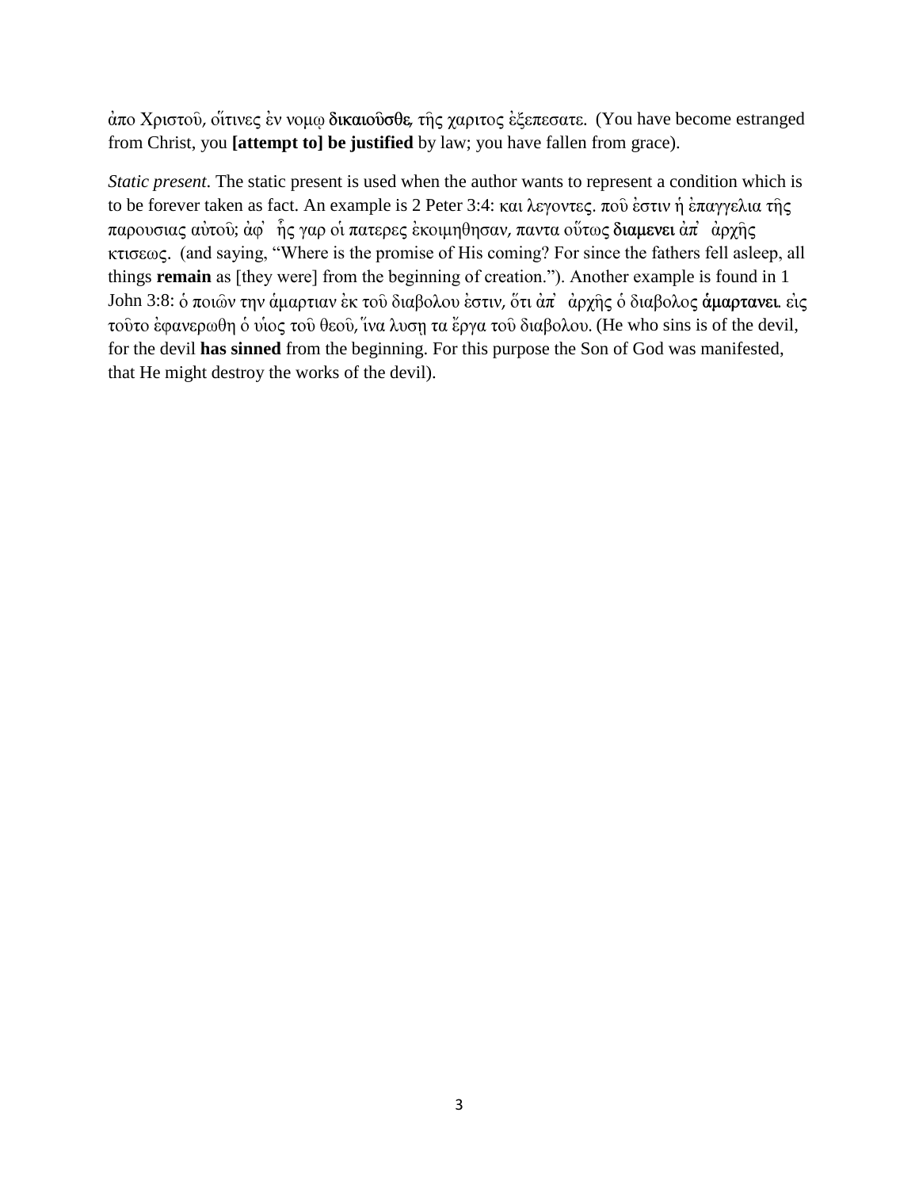ἀπο Χριστοῦ, οἵτινες ἐν νομῳ **δικαιοῦσθε**, τῆς χαριτος ἐξεπεσατε. (You have become estranged from Christ, you **[attempt to] be justified** by law; you have fallen from grace).

*Static present*. The static present is used when the author wants to represent a condition which is to be forever taken as fact. An example is 2 Peter 3:4: και λεγοντες. ποῦ ἐστιν ἡ ἐπαγγελια τῆς παρουσιας αὐτοῦ; ἀφ᾽ ἧς γαρ οἱ πατερες ἐκοιμηθησαν, παντα οὕτως **διαμενει** ἀπ᾽ ἀρχῆς κτισεως. (and saying, "Where is the promise of His coming? For since the fathers fell asleep, all things **remain** as [they were] from the beginning of creation."). Another example is found in 1 John 3:8: ὁ ποιῶν την ἁμαρτιαν ἐκ τοῦ διαβολου ἐστιν, ὅτι ἀπ᾽ ἀρχῆς ὁ διαβολος **ἁμαρτανει**. εἰς τοῦτο ἐφανερωθη ὁ υἱος τοῦ θεοῦ, ἵνα λυσῃ τα ἔργα τοῦ διαβολου. (He who sins is of the devil, for the devil **has sinned** from the beginning. For this purpose the Son of God was manifested, that He might destroy the works of the devil).